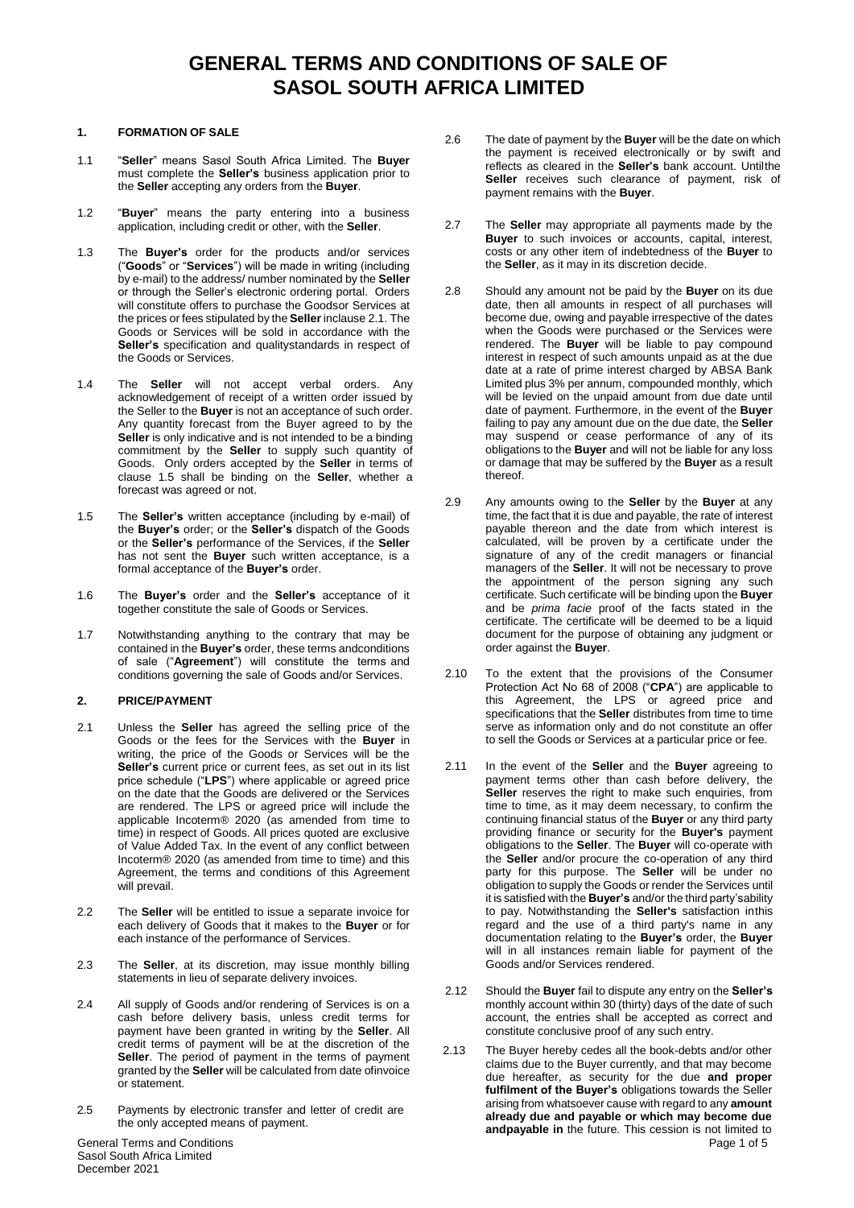# GENERAL TERMS AND CONDITIONS OF SALE OF SASOL SOUTH AFRICA LIMITED

## 1. FORMATION OF SALE

1.1 "**Seller**" means Sasol South Africa Limited. The **Buyer** must complete the **Seller's** business application prior to the **Seller** accepting any orders from the **Buyer**.

1.2 "**Buyer**" means the party entering into a business application, including credit or other, with the **Seller**.

1.3 The **Buyer's** order for the products and/or services ("**Goods**" or "**Services**") will be made in writing (including by e-mail) to the address/ number nominated by the **Seller** or through the Seller's electronic ordering portal. Orders will constitute offers to purchase the Goodsor Services at the prices or fees stipulated by the **Seller** inclause 2.1. The Goods or Services will be sold in accordance with the **Seller's** specification and qualitystandards in respect of the Goods or Services.

1.4 The **Seller** will not accept verbal orders. Any acknowledgement of receipt of a written order issued by the Seller to the **Buyer** is not an acceptance of such order. Any quantity forecast from the Buyer agreed to by the **Seller** is only indicative and is not intended to be a binding commitment by the **Seller** to supply such quantity of Goods. Only orders accepted by the **Seller** in terms of clause 1.5 shall be binding on the **Seller**, whether a forecast was agreed or not.

1.5 The **Seller's** written acceptance (including by e-mail) of the **Buyer's** order; or the **Seller's** dispatch of the Goods or the **Seller's** performance of the Services, if the **Seller** has not sent the **Buyer** such written acceptance, is a formal acceptance of the **Buyer's** order.

1.6 The **Buyer's** order and the **Seller's** acceptance of it together constitute the sale of Goods or Services.

1.7 Notwithstanding anything to the contrary that may be contained in the **Buyer's** order, these terms andconditions of sale ("**Agreement**") will constitute the terms and conditions governing the sale of Goods and/or Services.

## 2. PRICE/PAYMENT

2.1 Unless the **Seller** has agreed the selling price of the Goods or the fees for the Services with the **Buyer** in writing, the price of the Goods or Services will be the **Seller's** current price or current fees, as set out in its list price schedule ("**LPS**") where applicable or agreed price on the date that the Goods are delivered or the Services are rendered. The LPS or agreed price will include the applicable Incoterm® 2020 (as amended from time to time) in respect of Goods. All prices quoted are exclusive of Value Added Tax. In the event of any conflict between Incoterm® 2020 (as amended from time to time) and this Agreement, the terms and conditions of this Agreement will prevail.

2.2 The **Seller** will be entitled to issue a separate invoice for each delivery of Goods that it makes to the **Buyer** or for each instance of the performance of Services.

2.3 The **Seller**, at its discretion, may issue monthly billing statements in lieu of separate delivery invoices.

2.4 All supply of Goods and/or rendering of Services is on a cash before delivery basis, unless credit terms for payment have been granted in writing by the **Seller**. All credit terms of payment will be at the discretion of the **Seller**. The period of payment in the terms of payment granted by the **Seller** will be calculated from date ofinvoice or statement.

2.5 Payments by electronic transfer and letter of credit are the only accepted means of payment.

2.6 The date of payment by the **Buyer** will be the date on which the payment is received electronically or by swift and reflects as cleared in the **Seller's** bank account. Untilthe **Seller** receives such clearance of payment, risk of payment remains with the **Buyer**.

2.7 The **Seller** may appropriate all payments made by the **Buyer** to such invoices or accounts, capital, interest, costs or any other item of indebtedness of the **Buyer** to the **Seller**, as it may in its discretion decide.

2.8 Should any amount not be paid by the **Buyer** on its due date, then all amounts in respect of all purchases will become due, owing and payable irrespective of the dates when the Goods were purchased or the Services were rendered. The **Buyer** will be liable to pay compound interest in respect of such amounts unpaid as at the due date at a rate of prime interest charged by ABSA Bank Limited plus 3% per annum, compounded monthly, which will be levied on the unpaid amount from due date until date of payment. Furthermore, in the event of the **Buyer** failing to pay any amount due on the due date, the **Seller** may suspend or cease performance of any of its obligations to the **Buyer** and will not be liable for any loss or damage that may be suffered by the **Buyer** as a result thereof.

2.9 Any amounts owing to the **Seller** by the **Buyer** at any time, the fact that it is due and payable, the rate of interest payable thereon and the date from which interest is calculated, will be proven by a certificate under the signature of any of the credit managers or financial managers of the **Seller**. It will not be necessary to prove the appointment of the person signing any such certificate. Such certificate will be binding upon the **Buyer** and be *prima facie* proof of the facts stated in the certificate. The certificate will be deemed to be a liquid document for the purpose of obtaining any judgment or order against the **Buyer**.

2.10 To the extent that the provisions of the Consumer Protection Act No 68 of 2008 ("**CPA**") are applicable to this Agreement, the LPS or agreed price and specifications that the **Seller** distributes from time to time serve as information only and do not constitute an offer to sell the Goods or Services at a particular price or fee.

2.11 In the event of the **Seller** and the **Buyer** agreeing to payment terms other than cash before delivery, the **Seller** reserves the right to make such enquiries, from time to time, as it may deem necessary, to confirm the continuing financial status of the **Buyer** or any third party providing finance or security for the **Buyer's** payment obligations to the **Seller**. The **Buyer** will co-operate with the **Seller** and/or procure the co-operation of any third party for this purpose. The **Seller** will be under no obligation to supply the Goods or render the Services until it is satisfied with the **Buyer's** and/or the third party'sability to pay. Notwithstanding the **Seller's** satisfaction inthis regard and the use of a third party's name in any documentation relating to the **Buyer's** order, the **Buyer** will in all instances remain liable for payment of the Goods and/or Services rendered.

2.12 Should the **Buyer** fail to dispute any entry on the **Seller's** monthly account within 30 (thirty) days of the date of such account, the entries shall be accepted as correct and constitute conclusive proof of any such entry.

2.13 The Buyer hereby cedes all the book-debts and/or other claims due to the Buyer currently, and that may become due hereafter, as security for the due **and proper fulfilment of the Buyer's** obligations towards the Seller arising from whatsoever cause with regard to any **amount already due and payable or which may become due andpayable in** the future. This cession is not limited to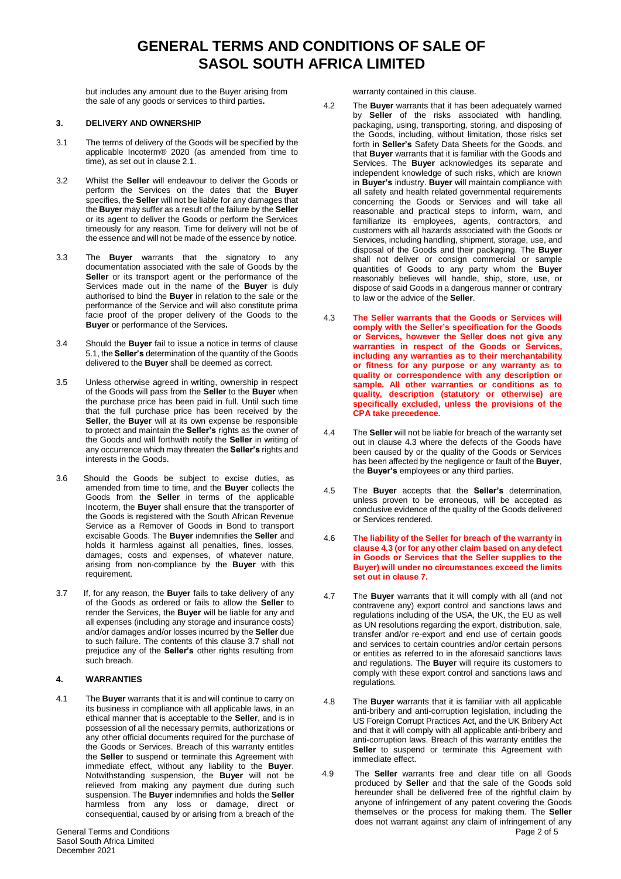but includes any amount due to the Buyer arising from the sale of any goods or services to third parties**.**

## 3. DELIVERY AND OWNERSHIP

3.1 The terms of delivery of the Goods will be specified by the applicable Incoterm® 2020 (as amended from time to time), as set out in clause 2.1.

3.2 Whilst the **Seller** will endeavour to deliver the Goods or perform the Services on the dates that the **Buyer** specifies, the **Seller** will not be liable for any damages that the **Buyer** may suffer as a result of the failure by the **Seller** or its agent to deliver the Goods or perform the Services timeously for any reason. Time for delivery will not be of the essence and will not be made of the essence by notice.

3.3 The **Buyer** warrants that the signatory to any documentation associated with the sale of Goods by the **Seller** or its transport agent or the performance of the Services made out in the name of the **Buyer** is duly authorised to bind the **Buyer** in relation to the sale or the performance of the Service and will also constitute prima facie proof of the proper delivery of the Goods to the **Buyer** or performance of the Services**.**

3.4 Should the **Buyer** fail to issue a notice in terms of clause 5.1, the **Seller's** determination of the quantity of the Goods delivered to the **Buyer** shall be deemed as correct.

3.5 Unless otherwise agreed in writing, ownership in respect of the Goods will pass from the **Seller** to the **Buyer** when the purchase price has been paid in full. Until such time that the full purchase price has been received by the **Seller**, the **Buyer** will at its own expense be responsible to protect and maintain the **Seller's** rights as the owner of the Goods and will forthwith notify the **Seller** in writing of any occurrence which may threaten the **Seller's** rights and interests in the Goods.

3.6 Should the Goods be subject to excise duties, as amended from time to time, and the **Buyer** collects the Goods from the **Seller** in terms of the applicable Incoterm, the **Buyer** shall ensure that the transporter of the Goods is registered with the South African Revenue Service as a Remover of Goods in Bond to transport excisable Goods. The **Buyer** indemnifies the **Seller** and holds it harmless against all penalties, fines, losses, damages, costs and expenses, of whatever nature, arising from non-compliance by the **Buyer** with this requirement.

3.7 If, for any reason, the **Buyer** fails to take delivery of any of the Goods as ordered or fails to allow the **Seller** to render the Services, the **Buyer** will be liable for any and all expenses (including any storage and insurance costs) and/or damages and/or losses incurred by the **Seller** due to such failure. The contents of this clause 3.7 shall not prejudice any of the **Seller's** other rights resulting from such breach.

## 4. WARRANTIES

4.1 The **Buyer** warrants that it is and will continue to carry on its business in compliance with all applicable laws, in an ethical manner that is acceptable to the **Seller**, and is in possession of all the necessary permits, authorizations or any other official documents required for the purchase of the Goods or Services. Breach of this warranty entitles the **Seller** to suspend or terminate this Agreement with immediate effect, without any liability to the **Buyer**. Notwithstanding suspension, the **Buyer** will not be relieved from making any payment due during such suspension. The **Buyer** indemnifies and holds the **Seller** harmless from any loss or damage, direct or consequential, caused by or arising from a breach of the warranty contained in this clause.

4.2 The **Buyer** warrants that it has been adequately warned by **Seller** of the risks associated with handling, packaging, using, transporting, storing, and disposing of the Goods, including, without limitation, those risks set forth in **Seller's** Safety Data Sheets for the Goods, and that **Buyer** warrants that it is familiar with the Goods and Services. The **Buyer** acknowledges its separate and independent knowledge of such risks, which are known in **Buyer's** industry. **Buyer** will maintain compliance with all safety and health related governmental requirements concerning the Goods or Services and will take all reasonable and practical steps to inform, warn, and familiarize its employees, agents, contractors, and customers with all hazards associated with the Goods or Services, including handling, shipment, storage, use, and disposal of the Goods and their packaging. The **Buyer** shall not deliver or consign commercial or sample quantities of Goods to any party whom the **Buyer** reasonably believes will handle, ship, store, use, or dispose of said Goods in a dangerous manner or contrary to law or the advice of the **Seller**.

4.3 **The Seller warrants that the Goods or Services will comply with the Seller's specification for the Goods or Services, however the Seller does not give any warranties in respect of the Goods or Services, including any warranties as to their merchantability or fitness for any purpose or any warranty as to quality or correspondence with any description or sample. All other warranties or conditions as to quality, description (statutory or otherwise) are specifically excluded, unless the provisions of the CPA take precedence.**

4.4 The **Seller** will not be liable for breach of the warranty set out in clause 4.3 where the defects of the Goods have been caused by or the quality of the Goods or Services has been affected by the negligence or fault of the **Buyer**, the **Buyer's** employees or any third parties.

4.5 The **Buyer** accepts that the **Seller's** determination, unless proven to be erroneous, will be accepted as conclusive evidence of the quality of the Goods delivered or Services rendered.

4.6 **The liability of the Seller for breach of the warranty in clause 4.3 (or for any other claim based on any defect in Goods or Services that the Seller supplies to the Buyer) will under no circumstances exceed the limits set out in clause 7.**

4.7 The **Buyer** warrants that it will comply with all (and not contravene any) export control and sanctions laws and regulations including of the USA, the UK, the EU as well as UN resolutions regarding the export, distribution, sale, transfer and/or re-export and end use of certain goods and services to certain countries and/or certain persons or entities as referred to in the aforesaid sanctions laws and regulations. The **Buyer** will require its customers to comply with these export control and sanctions laws and regulations.

4.8 The **Buyer** warrants that it is familiar with all applicable anti-bribery and anti-corruption legislation, including the US Foreign Corrupt Practices Act, and the UK Bribery Act and that it will comply with all applicable anti-bribery and anti-corruption laws. Breach of this warranty entitles the **Seller** to suspend or terminate this Agreement with immediate effect.

4.9 The **Seller** warrants free and clear title on all Goods produced by **Seller** and that the sale of the Goods sold hereunder shall be delivered free of the rightful claim by anyone of infringement of any patent covering the Goods themselves or the process for making them. The **Seller** does not warrant against any claim of infringement of any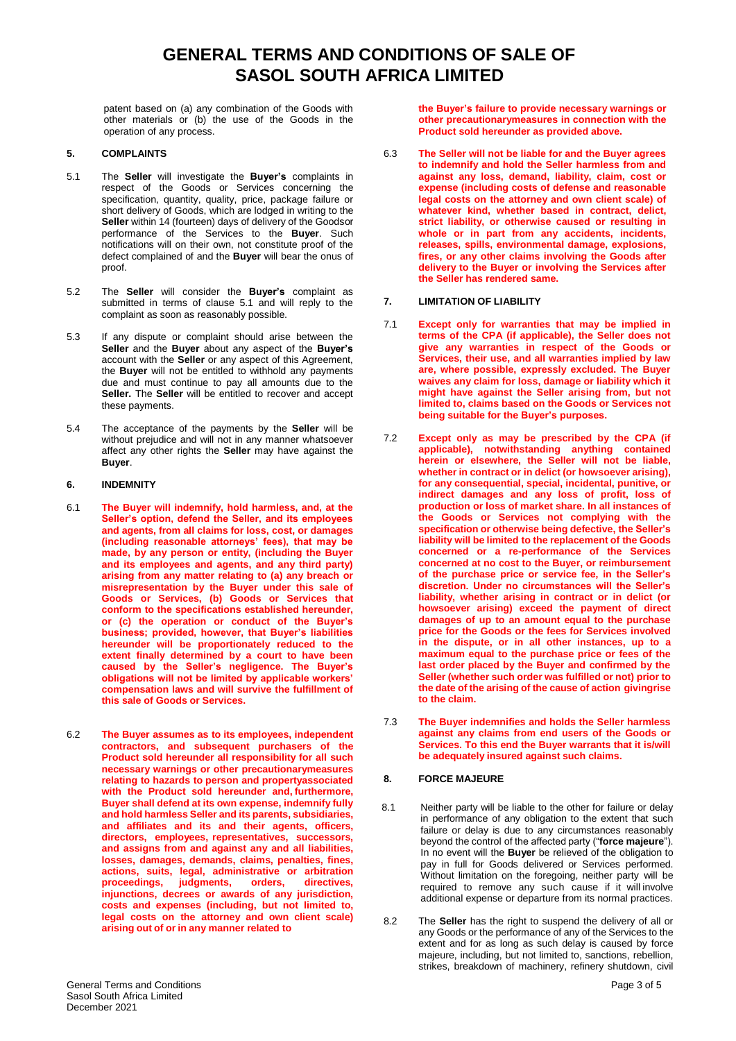# GENERAL TERMS AND CONDITIONS OF SALE OF SASOL SOUTH AFRICA LIMITED

patent based on (a) any combination of the Goods with other materials or (b) the use of the Goods in the operation of any process.

## 5. COMPLAINTS

5.1 The **Seller** will investigate the **Buyer's** complaints in respect of the Goods or Services concerning the specification, quantity, quality, price, package failure or short delivery of Goods, which are lodged in writing to the **Seller** within 14 (fourteen) days of delivery of the Goodsor performance of the Services to the **Buyer**. Such notifications will on their own, not constitute proof of the defect complained of and the **Buyer** will bear the onus of proof.

5.2 The **Seller** will consider the **Buyer's** complaint as submitted in terms of clause 5.1 and will reply to the complaint as soon as reasonably possible.

5.3 If any dispute or complaint should arise between the **Seller** and the **Buyer** about any aspect of the **Buyer's** account with the **Seller** or any aspect of this Agreement, the **Buyer** will not be entitled to withhold any payments due and must continue to pay all amounts due to the **Seller.** The **Seller** will be entitled to recover and accept these payments.

5.4 The acceptance of the payments by the **Seller** will be without prejudice and will not in any manner whatsoever affect any other rights the **Seller** may have against the **Buyer**.

## 6. INDEMNITY

6.1 **The Buyer will indemnify, hold harmless, and, at the Seller's option, defend the Seller, and its employees and agents, from all claims for loss, cost, or damages (including reasonable attorneys' fees), that may be made, by any person or entity, (including the Buyer and its employees and agents, and any third party) arising from any matter relating to (a) any breach or misrepresentation by the Buyer under this sale of Goods or Services, (b) Goods or Services that conform to the specifications established hereunder, or (c) the operation or conduct of the Buyer's business; provided, however, that Buyer's liabilities hereunder will be proportionately reduced to the extent finally determined by a court to have been caused by the Seller's negligence. The Buyer's obligations will not be limited by applicable workers' compensation laws and will survive the fulfillment of this sale of Goods or Services.**

6.2 **The Buyer assumes as to its employees, independent contractors, and subsequent purchasers of the Product sold hereunder all responsibility for all such necessary warnings or other precautionarymeasures relating to hazards to person and propertyassociated with the Product sold hereunder and, furthermore, Buyer shall defend at its own expense, indemnify fully and hold harmless Seller and its parents, subsidiaries, and affiliates and its and their agents, officers, directors, employees, representatives, successors, and assigns from and against any and all liabilities, losses, damages, demands, claims, penalties, fines, actions, suits, legal, administrative or arbitration proceedings, judgments, orders, directives, injunctions, decrees or awards of any jurisdiction, costs and expenses (including, but not limited to, legal costs on the attorney and own client scale) arising out of or in any manner related to the Buyer's failure to provide necessary warnings or other precautionarymeasures in connection with the Product sold hereunder as provided above.**

6.3 **The Seller will not be liable for and the Buyer agrees to indemnify and hold the Seller harmless from and against any loss, demand, liability, claim, cost or expense (including costs of defense and reasonable legal costs on the attorney and own client scale) of whatever kind, whether based in contract, delict, strict liability, or otherwise caused or resulting in whole or in part from any accidents, incidents, releases, spills, environmental damage, explosions, fires, or any other claims involving the Goods after delivery to the Buyer or involving the Services after the Seller has rendered same.**

## 7. LIMITATION OF LIABILITY

7.1 **Except only for warranties that may be implied in terms of the CPA (if applicable), the Seller does not give any warranties in respect of the Goods or Services, their use, and all warranties implied by law are, where possible, expressly excluded. The Buyer waives any claim for loss, damage or liability which it might have against the Seller arising from, but not limited to, claims based on the Goods or Services not being suitable for the Buyer's purposes.**

7.2 **Except only as may be prescribed by the CPA (if applicable), notwithstanding anything contained herein or elsewhere, the Seller will not be liable, whether in contract or in delict (or howsoever arising), for any consequential, special, incidental, punitive, or indirect damages and any loss of profit, loss of production or loss of market share. In all instances of the Goods or Services not complying with the specification or otherwise being defective, the Seller's liability will be limited to the replacement of the Goods concerned or a re-performance of the Services concerned at no cost to the Buyer, or reimbursement of the purchase price or service fee, in the Seller's discretion. Under no circumstances will the Seller's liability, whether arising in contract or in delict (or howsoever arising) exceed the payment of direct damages of up to an amount equal to the purchase price for the Goods or the fees for Services involved in the dispute, or in all other instances, up to a maximum equal to the purchase price or fees of the last order placed by the Buyer and confirmed by the Seller (whether such order was fulfilled or not) prior to the date of the arising of the cause of action givingrise to the claim.**

7.3 **The Buyer indemnifies and holds the Seller harmless against any claims from end users of the Goods or Services. To this end the Buyer warrants that it is/will be adequately insured against such claims.**

## 8. FORCE MAJEURE

8.1 Neither party will be liable to the other for failure or delay in performance of any obligation to the extent that such failure or delay is due to any circumstances reasonably beyond the control of the affected party ("**force majeure**"). In no event will the **Buyer** be relieved of the obligation to pay in full for Goods delivered or Services performed. Without limitation on the foregoing, neither party will be required to remove any such cause if it will involve additional expense or departure from its normal practices.

8.2 The **Seller** has the right to suspend the delivery of all or any Goods or the performance of any of the Services to the extent and for as long as such delay is caused by force majeure, including, but not limited to, sanctions, rebellion, strikes, breakdown of machinery, refinery shutdown, civil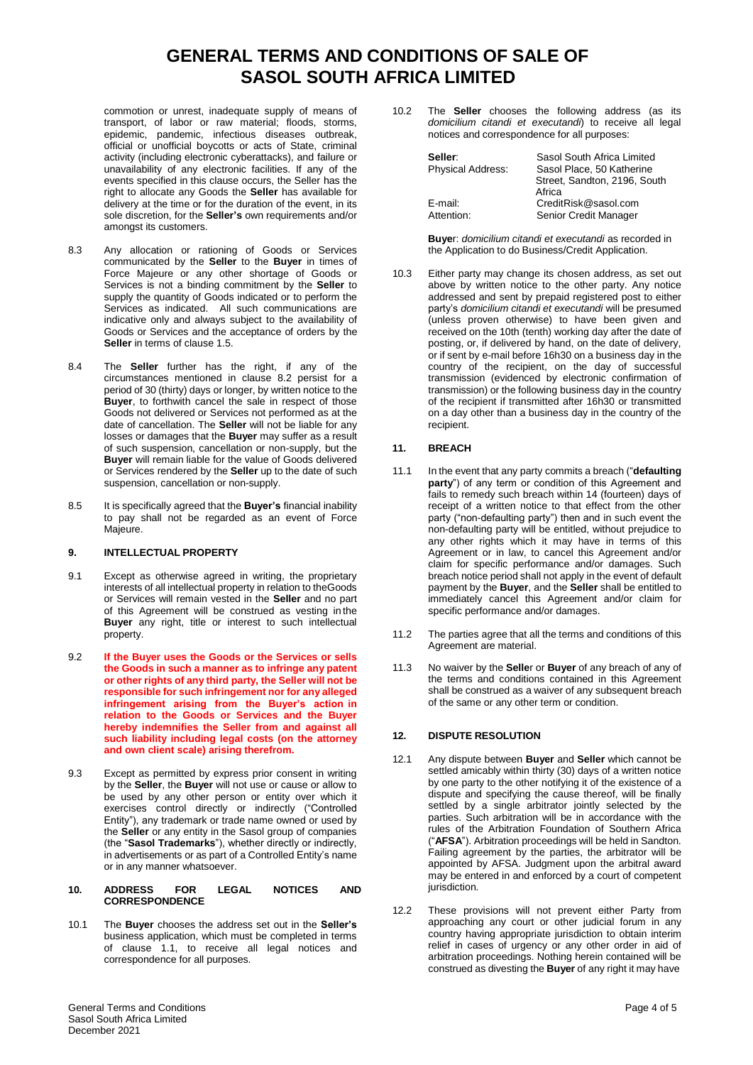commotion or unrest, inadequate supply of means of transport, of labor or raw material; floods, storms, epidemic, pandemic, infectious diseases outbreak, official or unofficial boycotts or acts of State, criminal activity (including electronic cyberattacks), and failure or unavailability of any electronic facilities. If any of the events specified in this clause occurs, the Seller has the right to allocate any Goods the **Seller** has available for delivery at the time or for the duration of the event, in its sole discretion, for the **Seller's** own requirements and/or amongst its customers.

8.3 Any allocation or rationing of Goods or Services communicated by the **Seller** to the **Buyer** in times of Force Majeure or any other shortage of Goods or Services is not a binding commitment by the **Seller** to supply the quantity of Goods indicated or to perform the Services as indicated. All such communications are indicative only and always subject to the availability of Goods or Services and the acceptance of orders by the **Seller** in terms of clause 1.5.

8.4 The **Seller** further has the right, if any of the circumstances mentioned in clause 8.2 persist for a period of 30 (thirty) days or longer, by written notice to the **Buyer**, to forthwith cancel the sale in respect of those Goods not delivered or Services not performed as at the date of cancellation. The **Seller** will not be liable for any losses or damages that the **Buyer** may suffer as a result of such suspension, cancellation or non-supply, but the **Buyer** will remain liable for the value of Goods delivered or Services rendered by the **Seller** up to the date of such suspension, cancellation or non-supply.

8.5 It is specifically agreed that the **Buyer's** financial inability to pay shall not be regarded as an event of Force Majeure.

## 9. INTELLECTUAL PROPERTY

9.1 Except as otherwise agreed in writing, the proprietary interests of all intellectual property in relation to theGoods or Services will remain vested in the **Seller** and no part of this Agreement will be construed as vesting inthe **Buyer** any right, title or interest to such intellectual property.

9.2 **If the Buyer uses the Goods or the Services or sells the Goods in such a manner as to infringe any patent or other rights of any third party, the Seller will not be responsible for such infringement nor for any alleged infringement arising from the Buyer's action in relation to the Goods or Services and the Buyer hereby indemnifies the Seller from and against all such liability including legal costs (on the attorney and own client scale) arising therefrom.**

9.3 Except as permitted by express prior consent in writing by the **Seller**, the **Buyer** will not use or cause or allow to be used by any other person or entity over which it exercises control directly or indirectly ("Controlled Entity"), any trademark or trade name owned or used by the **Seller** or any entity in the Sasol group of companies (the "**Sasol Trademarks**"), whether directly or indirectly, in advertisements or as part of a Controlled Entity's name or in any manner whatsoever.

## 10. ADDRESS FOR LEGAL NOTICES AND CORRESPONDENCE

10.1 The **Buyer** chooses the address set out in the **Seller's** business application, which must be completed in terms of clause 1.1, to receive all legal notices and correspondence for all purposes.

10.2 The **Seller** chooses the following address (as its *domicilium citandi et executandi*) to receive all legal notices and correspondence for all purposes:

| | |
|---|---|
| **Seller**: | Sasol South Africa Limited |
| Physical Address: | Sasol Place, 50 Katherine Street, Sandton, 2196, South Africa |
| E-mail: | CreditRisk@sasol.com |
| Attention: | Senior Credit Manager |

**Buye**r: *domicilium citandi et executandi* as recorded in the Application to do Business/Credit Application.

10.3 Either party may change its chosen address, as set out above by written notice to the other party. Any notice addressed and sent by prepaid registered post to either party's *domicilium citandi et executandi* will be presumed (unless proven otherwise) to have been given and received on the 10th (tenth) working day after the date of posting, or, if delivered by hand, on the date of delivery, or if sent by e-mail before 16h30 on a business day in the country of the recipient, on the day of successful transmission (evidenced by electronic confirmation of transmission) or the following business day in the country of the recipient if transmitted after 16h30 or transmitted on a day other than a business day in the country of the recipient.

## 11. BREACH

11.1 In the event that any party commits a breach ("**defaulting party**") of any term or condition of this Agreement and fails to remedy such breach within 14 (fourteen) days of receipt of a written notice to that effect from the other party ("non-defaulting party") then and in such event the non-defaulting party will be entitled, without prejudice to any other rights which it may have in terms of this Agreement or in law, to cancel this Agreement and/or claim for specific performance and/or damages. Such breach notice period shall not apply in the event of default payment by the **Buyer**, and the **Seller** shall be entitled to immediately cancel this Agreement and/or claim for specific performance and/or damages.

11.2 The parties agree that all the terms and conditions of this Agreement are material.

11.3 No waiver by the **Selle**r or **Buyer** of any breach of any of the terms and conditions contained in this Agreement shall be construed as a waiver of any subsequent breach of the same or any other term or condition.

## 12. DISPUTE RESOLUTION

12.1 Any dispute between **Buyer** and **Seller** which cannot be settled amicably within thirty (30) days of a written notice by one party to the other notifying it of the existence of a dispute and specifying the cause thereof, will be finally settled by a single arbitrator jointly selected by the parties. Such arbitration will be in accordance with the rules of the Arbitration Foundation of Southern Africa ("**AFSA**"). Arbitration proceedings will be held in Sandton. Failing agreement by the parties, the arbitrator will be appointed by AFSA. Judgment upon the arbitral award may be entered in and enforced by a court of competent jurisdiction.

12.2 These provisions will not prevent either Party from approaching any court or other judicial forum in any country having appropriate jurisdiction to obtain interim relief in cases of urgency or any other order in aid of arbitration proceedings. Nothing herein contained will be construed as divesting the **Buyer** of any right it may have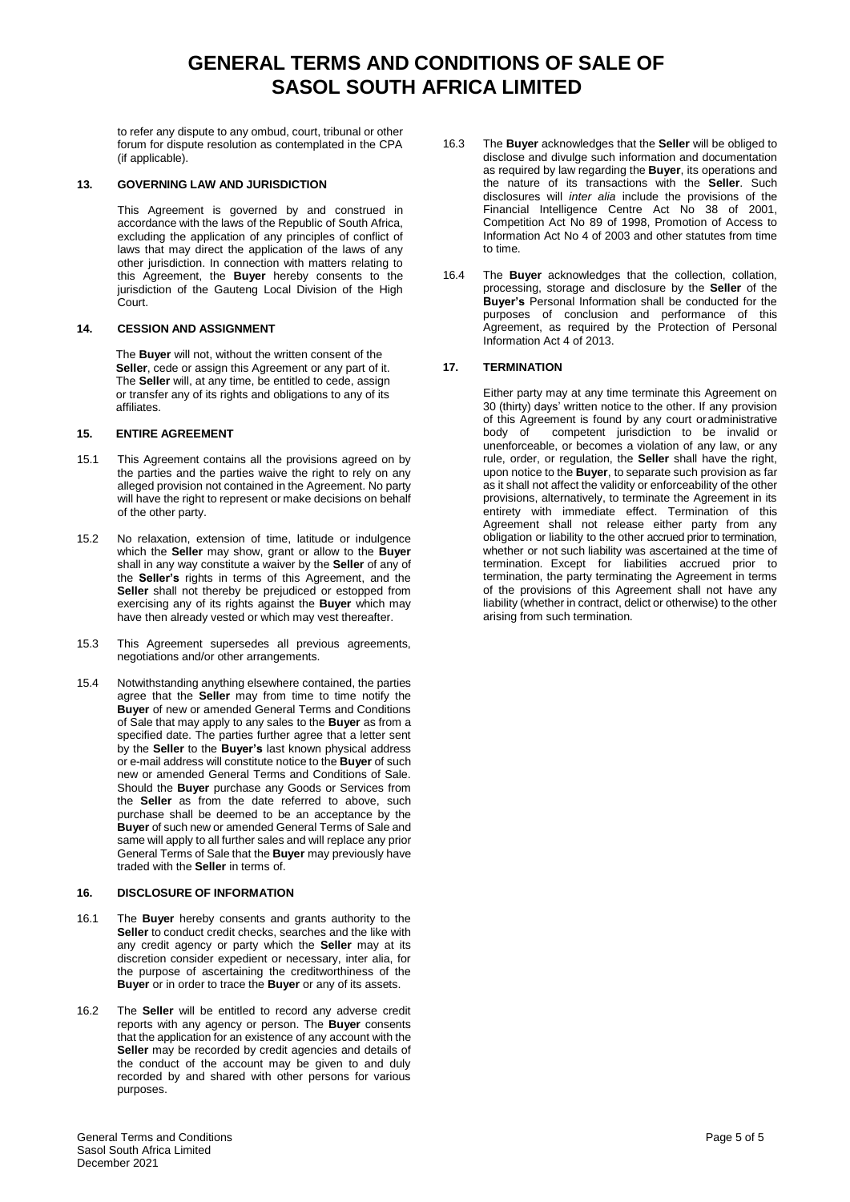to refer any dispute to any ombud, court, tribunal or other forum for dispute resolution as contemplated in the CPA (if applicable).

## 13. GOVERNING LAW AND JURISDICTION

This Agreement is governed by and construed in accordance with the laws of the Republic of South Africa, excluding the application of any principles of conflict of laws that may direct the application of the laws of any other jurisdiction. In connection with matters relating to this Agreement, the **Buyer** hereby consents to the jurisdiction of the Gauteng Local Division of the High Court.

## 14. CESSION AND ASSIGNMENT

The **Buyer** will not, without the written consent of the **Seller**, cede or assign this Agreement or any part of it. The **Seller** will, at any time, be entitled to cede, assign or transfer any of its rights and obligations to any of its affiliates.

## 15. ENTIRE AGREEMENT

15.1 This Agreement contains all the provisions agreed on by the parties and the parties waive the right to rely on any alleged provision not contained in the Agreement. No party will have the right to represent or make decisions on behalf of the other party.

15.2 No relaxation, extension of time, latitude or indulgence which the **Seller** may show, grant or allow to the **Buyer** shall in any way constitute a waiver by the **Seller** of any of the **Seller's** rights in terms of this Agreement, and the **Seller** shall not thereby be prejudiced or estopped from exercising any of its rights against the **Buyer** which may have then already vested or which may vest thereafter.

15.3 This Agreement supersedes all previous agreements, negotiations and/or other arrangements.

15.4 Notwithstanding anything elsewhere contained, the parties agree that the **Seller** may from time to time notify the **Buyer** of new or amended General Terms and Conditions of Sale that may apply to any sales to the **Buyer** as from a specified date. The parties further agree that a letter sent by the **Seller** to the **Buyer's** last known physical address or e-mail address will constitute notice to the **Buyer** of such new or amended General Terms and Conditions of Sale. Should the **Buyer** purchase any Goods or Services from the **Seller** as from the date referred to above, such purchase shall be deemed to be an acceptance by the **Buyer** of such new or amended General Terms of Sale and same will apply to all further sales and will replace any prior General Terms of Sale that the **Buyer** may previously have traded with the **Seller** in terms of.

## 16. DISCLOSURE OF INFORMATION

16.1 The **Buyer** hereby consents and grants authority to the **Seller** to conduct credit checks, searches and the like with any credit agency or party which the **Seller** may at its discretion consider expedient or necessary, inter alia, for the purpose of ascertaining the creditworthiness of the **Buyer** or in order to trace the **Buyer** or any of its assets.

16.2 The **Seller** will be entitled to record any adverse credit reports with any agency or person. The **Buyer** consents that the application for an existence of any account with the **Seller** may be recorded by credit agencies and details of the conduct of the account may be given to and duly recorded by and shared with other persons for various purposes.

16.3 The **Buyer** acknowledges that the **Seller** will be obliged to disclose and divulge such information and documentation as required by law regarding the **Buyer**, its operations and the nature of its transactions with the **Seller**. Such disclosures will *inter alia* include the provisions of the Financial Intelligence Centre Act No 38 of 2001, Competition Act No 89 of 1998, Promotion of Access to Information Act No 4 of 2003 and other statutes from time to time.

16.4 The **Buyer** acknowledges that the collection, collation, processing, storage and disclosure by the **Seller** of the **Buyer's** Personal Information shall be conducted for the purposes of conclusion and performance of this Agreement, as required by the Protection of Personal Information Act 4 of 2013.

## 17. TERMINATION

Either party may at any time terminate this Agreement on 30 (thirty) days' written notice to the other. If any provision of this Agreement is found by any court or administrative body of competent jurisdiction to be invalid or unenforceable, or becomes a violation of any law, or any rule, order, or regulation, the **Seller** shall have the right, upon notice to the **Buyer**, to separate such provision as far as it shall not affect the validity or enforceability of the other provisions, alternatively, to terminate the Agreement in its entirety with immediate effect. Termination of this Agreement shall not release either party from any obligation or liability to the other accrued prior to termination, whether or not such liability was ascertained at the time of termination. Except for liabilities accrued prior to termination, the party terminating the Agreement in terms of the provisions of this Agreement shall not have any liability (whether in contract, delict or otherwise) to the other arising from such termination.